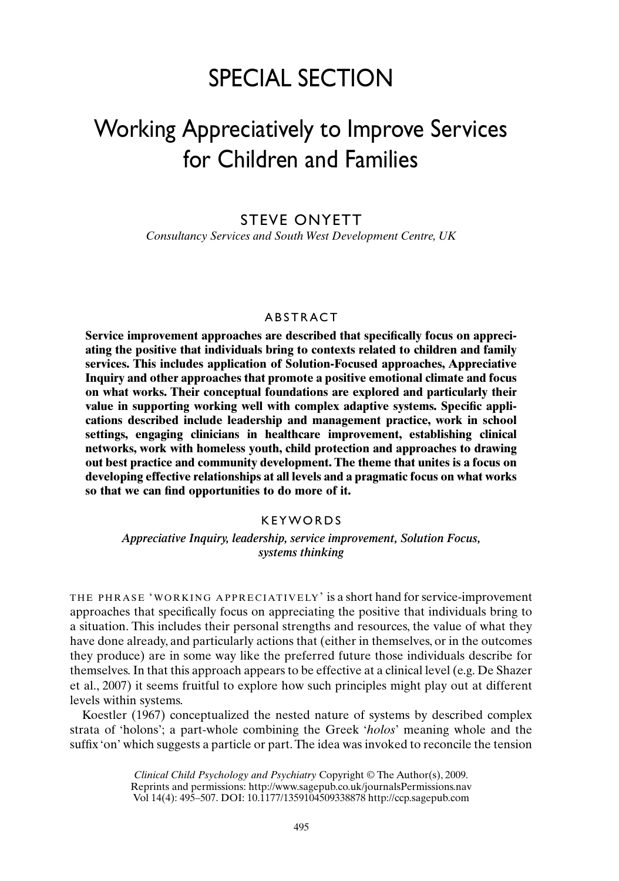# SPECIAL SECTION

# Working Appreciatively to Improve Services for Children and Families

STEVE ONYETT

*Consultancy Services and South West Development Centre, UK*

## ABSTRACT

**Service improvement approaches are described that specifically focus on appreciating the positive that individuals bring to contexts related to children and family services. This includes application of Solution-Focused approaches, Appreciative Inquiry and other approaches that promote a positive emotional climate and focus on what works. Their conceptual foundations are explored and particularly their value in supporting working well with complex adaptive systems. Specific applications described include leadership and management practice, work in school settings, engaging clinicians in healthcare improvement, establishing clinical networks, work with homeless youth, child protection and approaches to drawing out best practice and community development. The theme that unites is a focus on developing effective relationships at all levels and a pragmatic focus on what works so that we can find opportunities to do more of it.**

## KEYWORDS

***Appreciative Inquiry, leadership, service improvement, Solution Focus, systems thinking***

THE PHRASE 'WORKING APPRECIATIVELY' is a short hand for service-improvement approaches that specifically focus on appreciating the positive that individuals bring to a situation. This includes their personal strengths and resources, the value of what they have done already, and particularly actions that (either in themselves, or in the outcomes they produce) are in some way like the preferred future those individuals describe for themselves. In that this approach appears to be effective at a clinical level (e.g. De Shazer et al., 2007) it seems fruitful to explore how such principles might play out at different levels within systems.

Koestler (1967) conceptualized the nested nature of systems by described complex strata of 'holons'; a part-whole combining the Greek '*holos*' meaning whole and the suffix 'on' which suggests a particle or part. The idea was invoked to reconcile the tension

*Clinical Child Psychology and Psychiatry* Copyright © The Author(s), 2009.
Reprints and permissions: http://www.sagepub.co.uk/journalsPermissions.nav
Vol 14(4): 495–507. DOI: 10.1177/1359104509338878 http://ccp.sagepub.com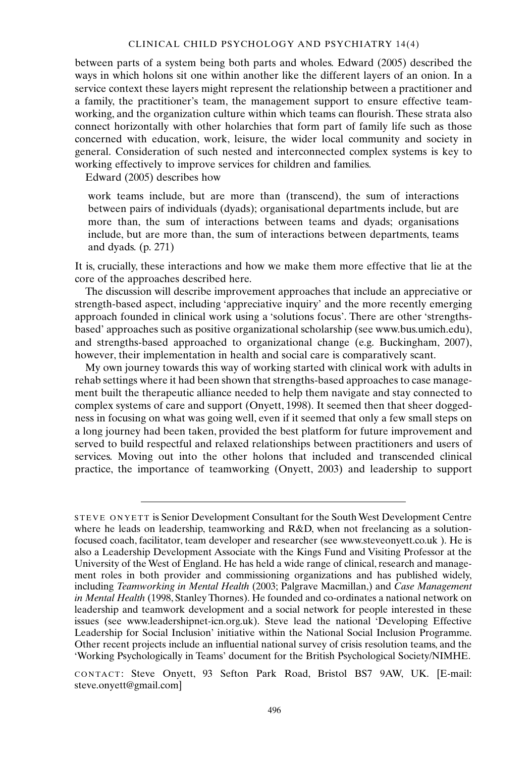between parts of a system being both parts and wholes. Edward (2005) described the ways in which holons sit one within another like the different layers of an onion. In a service context these layers might represent the relationship between a practitioner and a family, the practitioner's team, the management support to ensure effective teamworking, and the organization culture within which teams can flourish. These strata also connect horizontally with other holarchies that form part of family life such as those concerned with education, work, leisure, the wider local community and society in general. Consideration of such nested and interconnected complex systems is key to working effectively to improve services for children and families.

Edward (2005) describes how

> work teams include, but are more than (transcend), the sum of interactions between pairs of individuals (dyads); organisational departments include, but are more than, the sum of interactions between teams and dyads; organisations include, but are more than, the sum of interactions between departments, teams and dyads. (p. 271)

It is, crucially, these interactions and how we make them more effective that lie at the core of the approaches described here.

The discussion will describe improvement approaches that include an appreciative or strength-based aspect, including 'appreciative inquiry' and the more recently emerging approach founded in clinical work using a 'solutions focus'. There are other 'strengths-based' approaches such as positive organizational scholarship (see www.bus.umich.edu), and strengths-based approached to organizational change (e.g. Buckingham, 2007), however, their implementation in health and social care is comparatively scant.

My own journey towards this way of working started with clinical work with adults in rehab settings where it had been shown that strengths-based approaches to case management built the therapeutic alliance needed to help them navigate and stay connected to complex systems of care and support (Onyett, 1998). It seemed then that sheer doggedness in focusing on what was going well, even if it seemed that only a few small steps on a long journey had been taken, provided the best platform for future improvement and served to build respectful and relaxed relationships between practitioners and users of services. Moving out into the other holons that included and transcended clinical practice, the importance of teamworking (Onyett, 2003) and leadership to support

---

STEVE ONYETT is Senior Development Consultant for the South West Development Centre where he leads on leadership, teamworking and R&D, when not freelancing as a solution-focused coach, facilitator, team developer and researcher (see www.steveonyett.co.uk ). He is also a Leadership Development Associate with the Kings Fund and Visiting Professor at the University of the West of England. He has held a wide range of clinical, research and management roles in both provider and commissioning organizations and has published widely, including *Teamworking in Mental Health* (2003; Palgrave Macmillan,) and *Case Management in Mental Health* (1998, Stanley Thornes). He founded and co-ordinates a national network on leadership and teamwork development and a social network for people interested in these issues (see www.leadershipnet-icn.org.uk). Steve lead the national 'Developing Effective Leadership for Social Inclusion' initiative within the National Social Inclusion Programme. Other recent projects include an influential national survey of crisis resolution teams, and the 'Working Psychologically in Teams' document for the British Psychological Society/NIMHE.

CONTACT: Steve Onyett, 93 Sefton Park Road, Bristol BS7 9AW, UK. [E-mail: steve.onyett@gmail.com]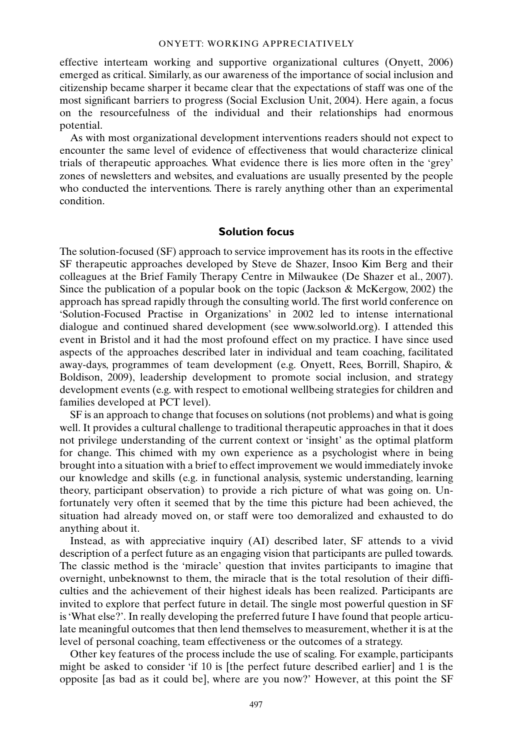effective interteam working and supportive organizational cultures (Onyett, 2006) emerged as critical. Similarly, as our awareness of the importance of social inclusion and citizenship became sharper it became clear that the expectations of staff was one of the most significant barriers to progress (Social Exclusion Unit, 2004). Here again, a focus on the resourcefulness of the individual and their relationships had enormous potential.

As with most organizational development interventions readers should not expect to encounter the same level of evidence of effectiveness that would characterize clinical trials of therapeutic approaches. What evidence there is lies more often in the 'grey' zones of newsletters and websites, and evaluations are usually presented by the people who conducted the interventions. There is rarely anything other than an experimental condition.

## Solution focus

The solution-focused (SF) approach to service improvement has its roots in the effective SF therapeutic approaches developed by Steve de Shazer, Insoo Kim Berg and their colleagues at the Brief Family Therapy Centre in Milwaukee (De Shazer et al., 2007). Since the publication of a popular book on the topic (Jackson & McKergow, 2002) the approach has spread rapidly through the consulting world. The first world conference on 'Solution-Focused Practise in Organizations' in 2002 led to intense international dialogue and continued shared development (see www.solworld.org). I attended this event in Bristol and it had the most profound effect on my practice. I have since used aspects of the approaches described later in individual and team coaching, facilitated away-days, programmes of team development (e.g. Onyett, Rees, Borrill, Shapiro, & Boldison, 2009), leadership development to promote social inclusion, and strategy development events (e.g. with respect to emotional wellbeing strategies for children and families developed at PCT level).

SF is an approach to change that focuses on solutions (not problems) and what is going well. It provides a cultural challenge to traditional therapeutic approaches in that it does not privilege understanding of the current context or 'insight' as the optimal platform for change. This chimed with my own experience as a psychologist where in being brought into a situation with a brief to effect improvement we would immediately invoke our knowledge and skills (e.g. in functional analysis, systemic understanding, learning theory, participant observation) to provide a rich picture of what was going on. Unfortunately very often it seemed that by the time this picture had been achieved, the situation had already moved on, or staff were too demoralized and exhausted to do anything about it.

Instead, as with appreciative inquiry (AI) described later, SF attends to a vivid description of a perfect future as an engaging vision that participants are pulled towards. The classic method is the 'miracle' question that invites participants to imagine that overnight, unbeknownst to them, the miracle that is the total resolution of their difficulties and the achievement of their highest ideals has been realized. Participants are invited to explore that perfect future in detail. The single most powerful question in SF is 'What else?'. In really developing the preferred future I have found that people articulate meaningful outcomes that then lend themselves to measurement, whether it is at the level of personal coaching, team effectiveness or the outcomes of a strategy.

Other key features of the process include the use of scaling. For example, participants might be asked to consider 'if 10 is [the perfect future described earlier] and 1 is the opposite [as bad as it could be], where are you now?' However, at this point the SF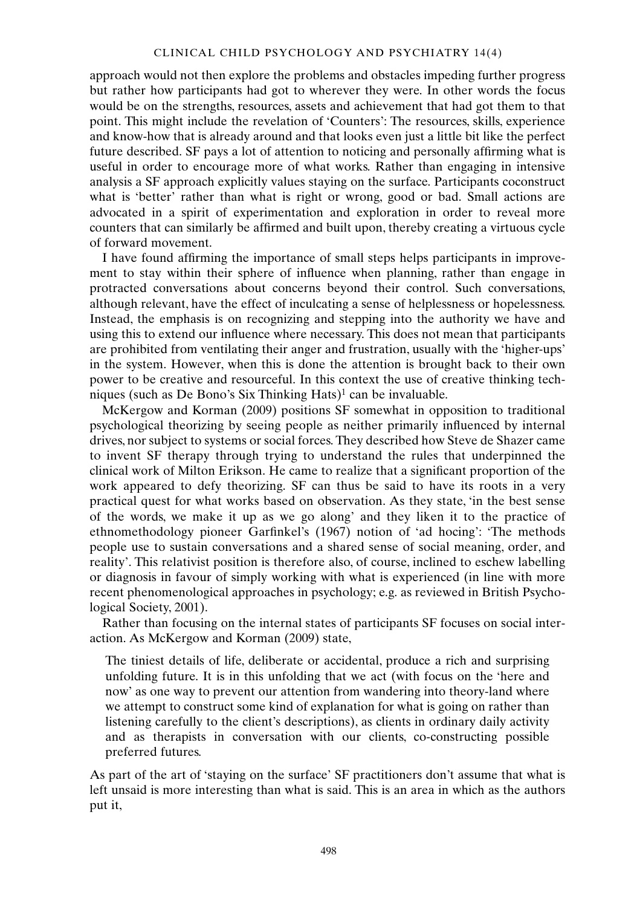approach would not then explore the problems and obstacles impeding further progress but rather how participants had got to wherever they were. In other words the focus would be on the strengths, resources, assets and achievement that had got them to that point. This might include the revelation of 'Counters': The resources, skills, experience and know-how that is already around and that looks even just a little bit like the perfect future described. SF pays a lot of attention to noticing and personally affirming what is useful in order to encourage more of what works. Rather than engaging in intensive analysis a SF approach explicitly values staying on the surface. Participants coconstruct what is 'better' rather than what is right or wrong, good or bad. Small actions are advocated in a spirit of experimentation and exploration in order to reveal more counters that can similarly be affirmed and built upon, thereby creating a virtuous cycle of forward movement.

I have found affirming the importance of small steps helps participants in improvement to stay within their sphere of influence when planning, rather than engage in protracted conversations about concerns beyond their control. Such conversations, although relevant, have the effect of inculcating a sense of helplessness or hopelessness. Instead, the emphasis is on recognizing and stepping into the authority we have and using this to extend our influence where necessary. This does not mean that participants are prohibited from ventilating their anger and frustration, usually with the 'higher-ups' in the system. However, when this is done the attention is brought back to their own power to be creative and resourceful. In this context the use of creative thinking techniques (such as De Bono's Six Thinking Hats)[1] can be invaluable.

McKergow and Korman (2009) positions SF somewhat in opposition to traditional psychological theorizing by seeing people as neither primarily influenced by internal drives, nor subject to systems or social forces. They described how Steve de Shazer came to invent SF therapy through trying to understand the rules that underpinned the clinical work of Milton Erikson. He came to realize that a significant proportion of the work appeared to defy theorizing. SF can thus be said to have its roots in a very practical quest for what works based on observation. As they state, 'in the best sense of the words, we make it up as we go along' and they liken it to the practice of ethnomethodology pioneer Garfinkel's (1967) notion of 'ad hocing': 'The methods people use to sustain conversations and a shared sense of social meaning, order, and reality'. This relativist position is therefore also, of course, inclined to eschew labelling or diagnosis in favour of simply working with what is experienced (in line with more recent phenomenological approaches in psychology; e.g. as reviewed in British Psychological Society, 2001).

Rather than focusing on the internal states of participants SF focuses on social interaction. As McKergow and Korman (2009) state,

> The tiniest details of life, deliberate or accidental, produce a rich and surprising unfolding future. It is in this unfolding that we act (with focus on the 'here and now' as one way to prevent our attention from wandering into theory-land where we attempt to construct some kind of explanation for what is going on rather than listening carefully to the client's descriptions), as clients in ordinary daily activity and as therapists in conversation with our clients, co-constructing possible preferred futures.

As part of the art of 'staying on the surface' SF practitioners don't assume that what is left unsaid is more interesting than what is said. This is an area in which as the authors put it,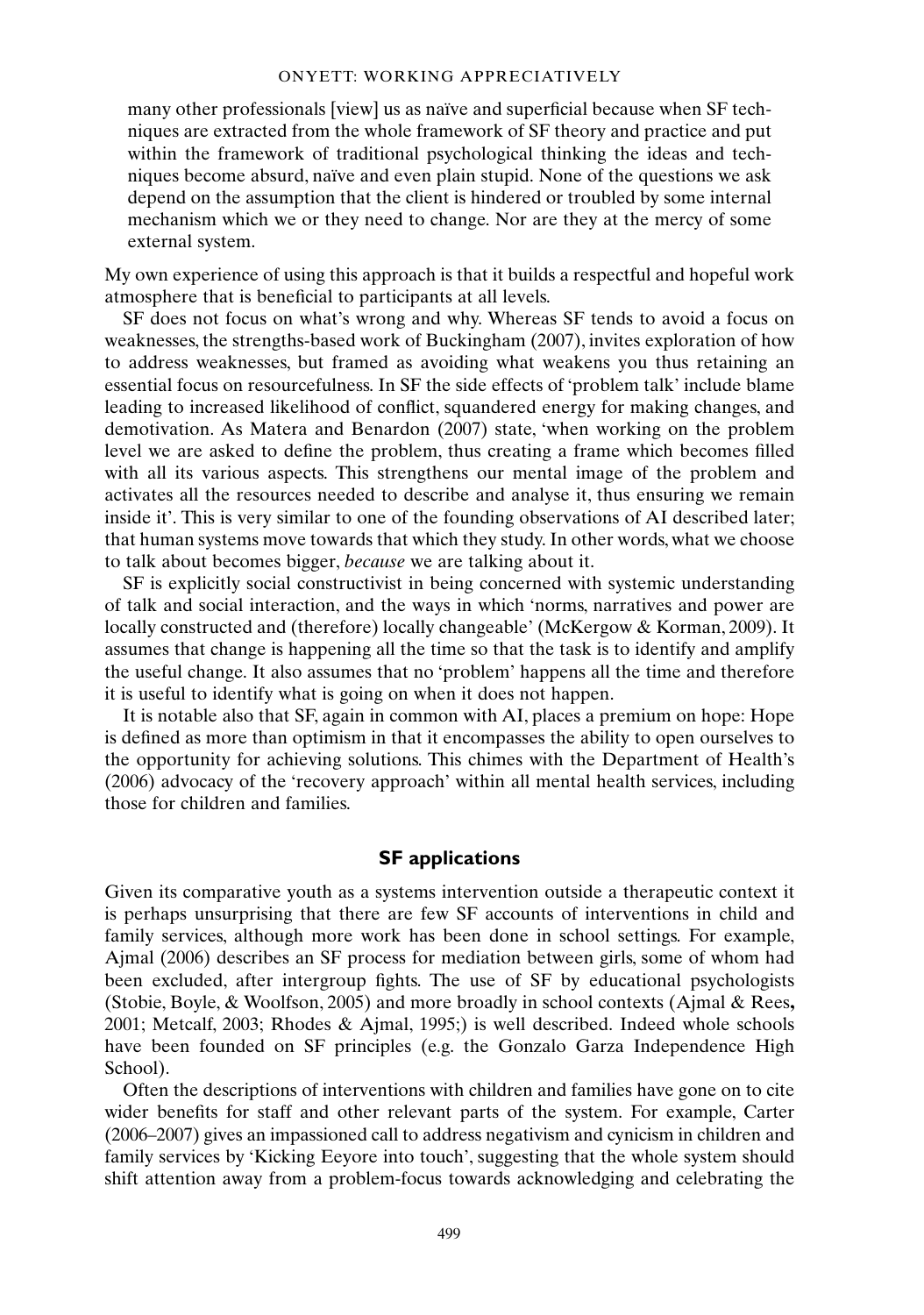> many other professionals [view] us as naïve and superficial because when SF techniques are extracted from the whole framework of SF theory and practice and put within the framework of traditional psychological thinking the ideas and techniques become absurd, naïve and even plain stupid. None of the questions we ask depend on the assumption that the client is hindered or troubled by some internal mechanism which we or they need to change. Nor are they at the mercy of some external system.

My own experience of using this approach is that it builds a respectful and hopeful work atmosphere that is beneficial to participants at all levels.

SF does not focus on what's wrong and why. Whereas SF tends to avoid a focus on weaknesses, the strengths-based work of Buckingham (2007), invites exploration of how to address weaknesses, but framed as avoiding what weakens you thus retaining an essential focus on resourcefulness. In SF the side effects of 'problem talk' include blame leading to increased likelihood of conflict, squandered energy for making changes, and demotivation. As Matera and Benardon (2007) state, 'when working on the problem level we are asked to define the problem, thus creating a frame which becomes filled with all its various aspects. This strengthens our mental image of the problem and activates all the resources needed to describe and analyse it, thus ensuring we remain inside it'. This is very similar to one of the founding observations of AI described later; that human systems move towards that which they study. In other words, what we choose to talk about becomes bigger, *because* we are talking about it.

SF is explicitly social constructivist in being concerned with systemic understanding of talk and social interaction, and the ways in which 'norms, narratives and power are locally constructed and (therefore) locally changeable' (McKergow & Korman, 2009). It assumes that change is happening all the time so that the task is to identify and amplify the useful change. It also assumes that no 'problem' happens all the time and therefore it is useful to identify what is going on when it does not happen.

It is notable also that SF, again in common with AI, places a premium on hope: Hope is defined as more than optimism in that it encompasses the ability to open ourselves to the opportunity for achieving solutions. This chimes with the Department of Health's (2006) advocacy of the 'recovery approach' within all mental health services, including those for children and families.

## SF applications

Given its comparative youth as a systems intervention outside a therapeutic context it is perhaps unsurprising that there are few SF accounts of interventions in child and family services, although more work has been done in school settings. For example, Ajmal (2006) describes an SF process for mediation between girls, some of whom had been excluded, after intergroup fights. The use of SF by educational psychologists (Stobie, Boyle, & Woolfson, 2005) and more broadly in school contexts (Ajmal & Rees**,** 2001; Metcalf, 2003; Rhodes & Ajmal, 1995;) is well described. Indeed whole schools have been founded on SF principles (e.g. the Gonzalo Garza Independence High School).

Often the descriptions of interventions with children and families have gone on to cite wider benefits for staff and other relevant parts of the system. For example, Carter (2006–2007) gives an impassioned call to address negativism and cynicism in children and family services by 'Kicking Eeyore into touch', suggesting that the whole system should shift attention away from a problem-focus towards acknowledging and celebrating the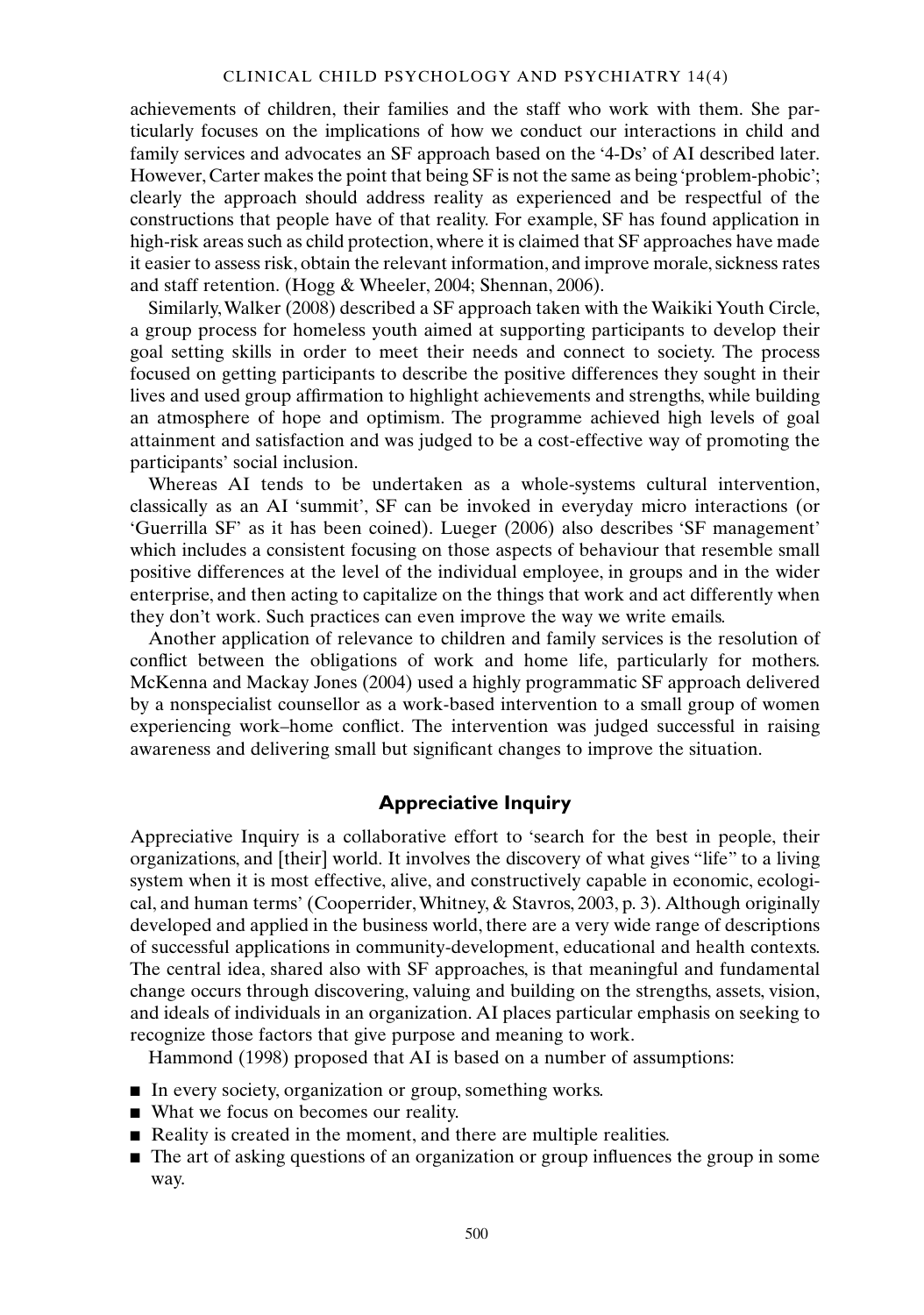achievements of children, their families and the staff who work with them. She particularly focuses on the implications of how we conduct our interactions in child and family services and advocates an SF approach based on the '4-Ds' of AI described later. However, Carter makes the point that being SF is not the same as being 'problem-phobic'; clearly the approach should address reality as experienced and be respectful of the constructions that people have of that reality. For example, SF has found application in high-risk areas such as child protection, where it is claimed that SF approaches have made it easier to assess risk, obtain the relevant information, and improve morale, sickness rates and staff retention. (Hogg & Wheeler, 2004; Shennan, 2006).

Similarly, Walker (2008) described a SF approach taken with the Waikiki Youth Circle, a group process for homeless youth aimed at supporting participants to develop their goal setting skills in order to meet their needs and connect to society. The process focused on getting participants to describe the positive differences they sought in their lives and used group affirmation to highlight achievements and strengths, while building an atmosphere of hope and optimism. The programme achieved high levels of goal attainment and satisfaction and was judged to be a cost-effective way of promoting the participants' social inclusion.

Whereas AI tends to be undertaken as a whole-systems cultural intervention, classically as an AI 'summit', SF can be invoked in everyday micro interactions (or 'Guerrilla SF' as it has been coined). Lueger (2006) also describes 'SF management' which includes a consistent focusing on those aspects of behaviour that resemble small positive differences at the level of the individual employee, in groups and in the wider enterprise, and then acting to capitalize on the things that work and act differently when they don't work. Such practices can even improve the way we write emails.

Another application of relevance to children and family services is the resolution of conflict between the obligations of work and home life, particularly for mothers. McKenna and Mackay Jones (2004) used a highly programmatic SF approach delivered by a nonspecialist counsellor as a work-based intervention to a small group of women experiencing work–home conflict. The intervention was judged successful in raising awareness and delivering small but significant changes to improve the situation.

## Appreciative Inquiry

Appreciative Inquiry is a collaborative effort to 'search for the best in people, their organizations, and [their] world. It involves the discovery of what gives "life" to a living system when it is most effective, alive, and constructively capable in economic, ecological, and human terms' (Cooperrider, Whitney, & Stavros, 2003, p. 3). Although originally developed and applied in the business world, there are a very wide range of descriptions of successful applications in community-development, educational and health contexts. The central idea, shared also with SF approaches, is that meaningful and fundamental change occurs through discovering, valuing and building on the strengths, assets, vision, and ideals of individuals in an organization. AI places particular emphasis on seeking to recognize those factors that give purpose and meaning to work.

Hammond (1998) proposed that AI is based on a number of assumptions:

- In every society, organization or group, something works.
- What we focus on becomes our reality.
- Reality is created in the moment, and there are multiple realities.
- The art of asking questions of an organization or group influences the group in some way.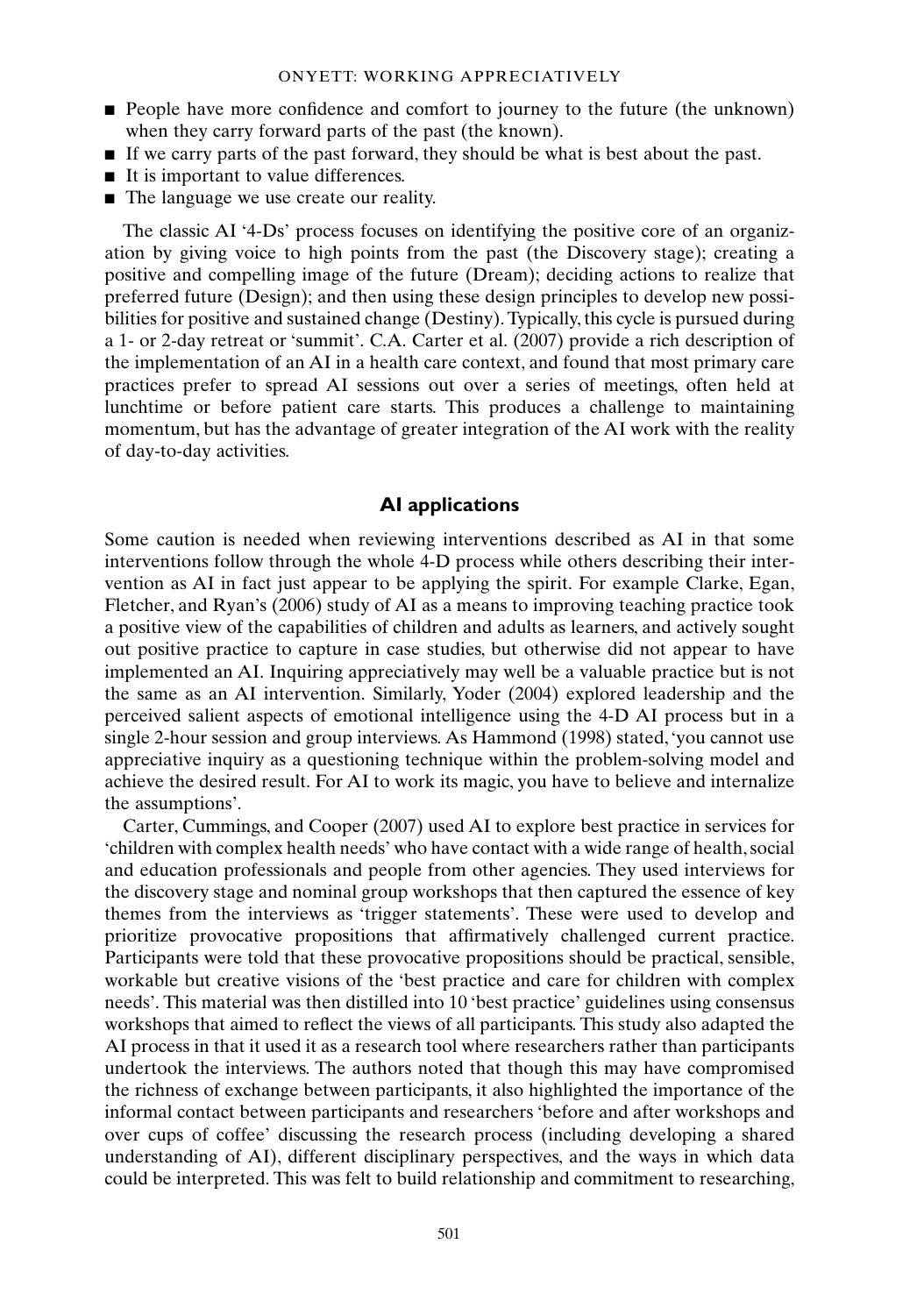- People have more confidence and comfort to journey to the future (the unknown) when they carry forward parts of the past (the known).
- If we carry parts of the past forward, they should be what is best about the past.
- It is important to value differences.
- The language we use create our reality.

The classic AI '4-Ds' process focuses on identifying the positive core of an organization by giving voice to high points from the past (the Discovery stage); creating a positive and compelling image of the future (Dream); deciding actions to realize that preferred future (Design); and then using these design principles to develop new possibilities for positive and sustained change (Destiny). Typically, this cycle is pursued during a 1- or 2-day retreat or 'summit'. C.A. Carter et al. (2007) provide a rich description of the implementation of an AI in a health care context, and found that most primary care practices prefer to spread AI sessions out over a series of meetings, often held at lunchtime or before patient care starts. This produces a challenge to maintaining momentum, but has the advantage of greater integration of the AI work with the reality of day-to-day activities.

## AI applications

Some caution is needed when reviewing interventions described as AI in that some interventions follow through the whole 4-D process while others describing their intervention as AI in fact just appear to be applying the spirit. For example Clarke, Egan, Fletcher, and Ryan's (2006) study of AI as a means to improving teaching practice took a positive view of the capabilities of children and adults as learners, and actively sought out positive practice to capture in case studies, but otherwise did not appear to have implemented an AI. Inquiring appreciatively may well be a valuable practice but is not the same as an AI intervention. Similarly, Yoder (2004) explored leadership and the perceived salient aspects of emotional intelligence using the 4-D AI process but in a single 2-hour session and group interviews. As Hammond (1998) stated, 'you cannot use appreciative inquiry as a questioning technique within the problem-solving model and achieve the desired result. For AI to work its magic, you have to believe and internalize the assumptions'.

Carter, Cummings, and Cooper (2007) used AI to explore best practice in services for 'children with complex health needs' who have contact with a wide range of health, social and education professionals and people from other agencies. They used interviews for the discovery stage and nominal group workshops that then captured the essence of key themes from the interviews as 'trigger statements'. These were used to develop and prioritize provocative propositions that affirmatively challenged current practice. Participants were told that these provocative propositions should be practical, sensible, workable but creative visions of the 'best practice and care for children with complex needs'. This material was then distilled into 10 'best practice' guidelines using consensus workshops that aimed to reflect the views of all participants. This study also adapted the AI process in that it used it as a research tool where researchers rather than participants undertook the interviews. The authors noted that though this may have compromised the richness of exchange between participants, it also highlighted the importance of the informal contact between participants and researchers 'before and after workshops and over cups of coffee' discussing the research process (including developing a shared understanding of AI), different disciplinary perspectives, and the ways in which data could be interpreted. This was felt to build relationship and commitment to researching,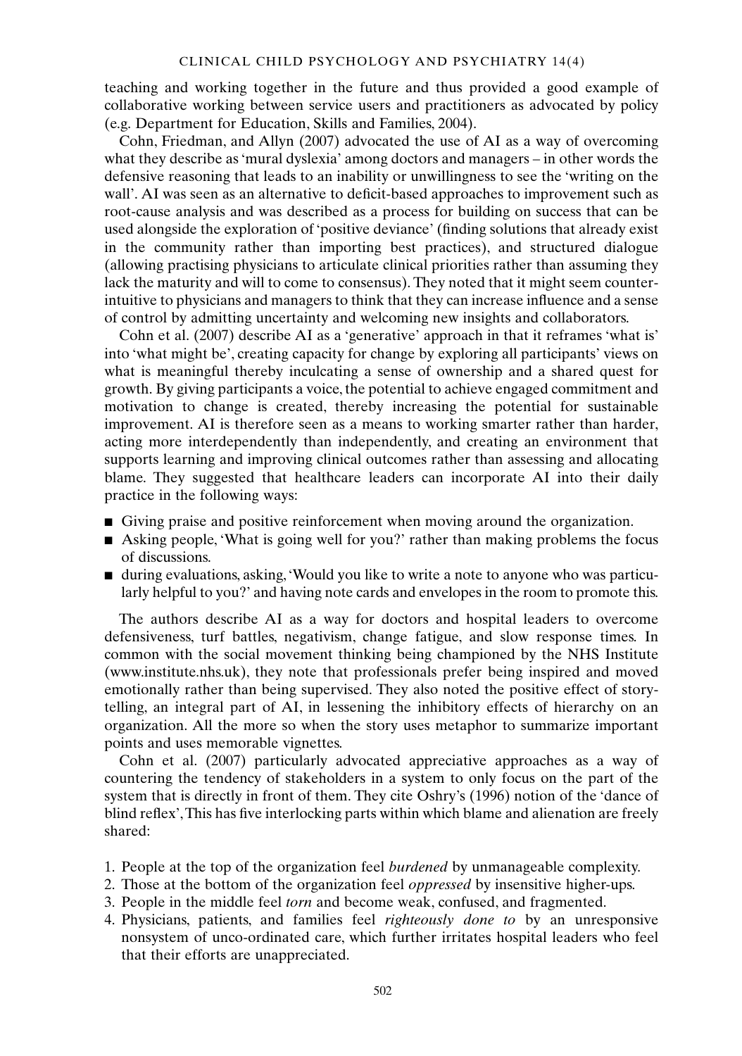teaching and working together in the future and thus provided a good example of collaborative working between service users and practitioners as advocated by policy (e.g. Department for Education, Skills and Families, 2004).

Cohn, Friedman, and Allyn (2007) advocated the use of AI as a way of overcoming what they describe as 'mural dyslexia' among doctors and managers – in other words the defensive reasoning that leads to an inability or unwillingness to see the 'writing on the wall'. AI was seen as an alternative to deficit-based approaches to improvement such as root-cause analysis and was described as a process for building on success that can be used alongside the exploration of 'positive deviance' (finding solutions that already exist in the community rather than importing best practices), and structured dialogue (allowing practising physicians to articulate clinical priorities rather than assuming they lack the maturity and will to come to consensus). They noted that it might seem counter-intuitive to physicians and managers to think that they can increase influence and a sense of control by admitting uncertainty and welcoming new insights and collaborators.

Cohn et al. (2007) describe AI as a 'generative' approach in that it reframes 'what is' into 'what might be', creating capacity for change by exploring all participants' views on what is meaningful thereby inculcating a sense of ownership and a shared quest for growth. By giving participants a voice, the potential to achieve engaged commitment and motivation to change is created, thereby increasing the potential for sustainable improvement. AI is therefore seen as a means to working smarter rather than harder, acting more interdependently than independently, and creating an environment that supports learning and improving clinical outcomes rather than assessing and allocating blame. They suggested that healthcare leaders can incorporate AI into their daily practice in the following ways:

- Giving praise and positive reinforcement when moving around the organization.
- Asking people, 'What is going well for you?' rather than making problems the focus of discussions.
- during evaluations, asking, 'Would you like to write a note to anyone who was particularly helpful to you?' and having note cards and envelopes in the room to promote this.

The authors describe AI as a way for doctors and hospital leaders to overcome defensiveness, turf battles, negativism, change fatigue, and slow response times. In common with the social movement thinking being championed by the NHS Institute (www.institute.nhs.uk), they note that professionals prefer being inspired and moved emotionally rather than being supervised. They also noted the positive effect of story-telling, an integral part of AI, in lessening the inhibitory effects of hierarchy on an organization. All the more so when the story uses metaphor to summarize important points and uses memorable vignettes.

Cohn et al. (2007) particularly advocated appreciative approaches as a way of countering the tendency of stakeholders in a system to only focus on the part of the system that is directly in front of them. They cite Oshry's (1996) notion of the 'dance of blind reflex', This has five interlocking parts within which blame and alienation are freely shared:

1. People at the top of the organization feel *burdened* by unmanageable complexity.
2. Those at the bottom of the organization feel *oppressed* by insensitive higher-ups.
3. People in the middle feel *torn* and become weak, confused, and fragmented.
4. Physicians, patients, and families feel *righteously done to* by an unresponsive nonsystem of unco-ordinated care, which further irritates hospital leaders who feel that their efforts are unappreciated.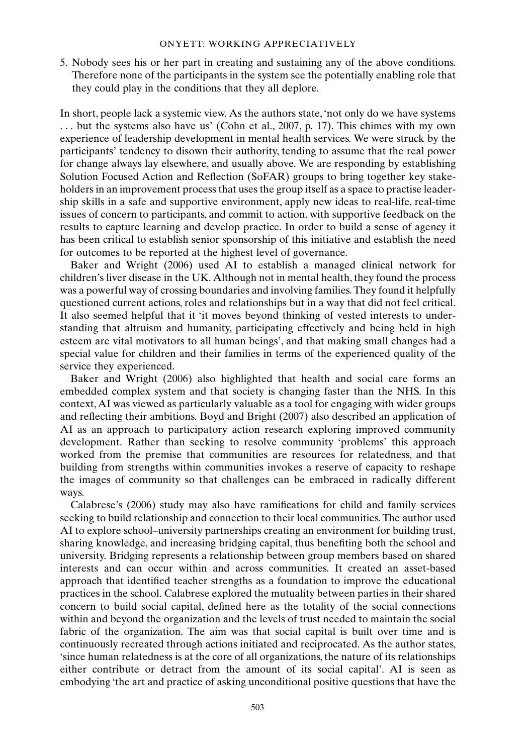5. Nobody sees his or her part in creating and sustaining any of the above conditions. Therefore none of the participants in the system see the potentially enabling role that they could play in the conditions that they all deplore.

In short, people lack a systemic view. As the authors state, 'not only do we have systems . . . but the systems also have us' (Cohn et al., 2007, p. 17). This chimes with my own experience of leadership development in mental health services. We were struck by the participants' tendency to disown their authority, tending to assume that the real power for change always lay elsewhere, and usually above. We are responding by establishing Solution Focused Action and Reflection (SoFAR) groups to bring together key stakeholders in an improvement process that uses the group itself as a space to practise leadership skills in a safe and supportive environment, apply new ideas to real-life, real-time issues of concern to participants, and commit to action, with supportive feedback on the results to capture learning and develop practice. In order to build a sense of agency it has been critical to establish senior sponsorship of this initiative and establish the need for outcomes to be reported at the highest level of governance.

Baker and Wright (2006) used AI to establish a managed clinical network for children's liver disease in the UK. Although not in mental health, they found the process was a powerful way of crossing boundaries and involving families. They found it helpfully questioned current actions, roles and relationships but in a way that did not feel critical. It also seemed helpful that it 'it moves beyond thinking of vested interests to understanding that altruism and humanity, participating effectively and being held in high esteem are vital motivators to all human beings', and that making small changes had a special value for children and their families in terms of the experienced quality of the service they experienced.

Baker and Wright (2006) also highlighted that health and social care forms an embedded complex system and that society is changing faster than the NHS. In this context, AI was viewed as particularly valuable as a tool for engaging with wider groups and reflecting their ambitions. Boyd and Bright (2007) also described an application of AI as an approach to participatory action research exploring improved community development. Rather than seeking to resolve community 'problems' this approach worked from the premise that communities are resources for relatedness, and that building from strengths within communities invokes a reserve of capacity to reshape the images of community so that challenges can be embraced in radically different ways.

Calabrese's (2006) study may also have ramifications for child and family services seeking to build relationship and connection to their local communities. The author used AI to explore school–university partnerships creating an environment for building trust, sharing knowledge, and increasing bridging capital, thus benefiting both the school and university. Bridging represents a relationship between group members based on shared interests and can occur within and across communities. It created an asset-based approach that identified teacher strengths as a foundation to improve the educational practices in the school. Calabrese explored the mutuality between parties in their shared concern to build social capital, defined here as the totality of the social connections within and beyond the organization and the levels of trust needed to maintain the social fabric of the organization. The aim was that social capital is built over time and is continuously recreated through actions initiated and reciprocated. As the author states, 'since human relatedness is at the core of all organizations, the nature of its relationships either contribute or detract from the amount of its social capital'. AI is seen as embodying 'the art and practice of asking unconditional positive questions that have the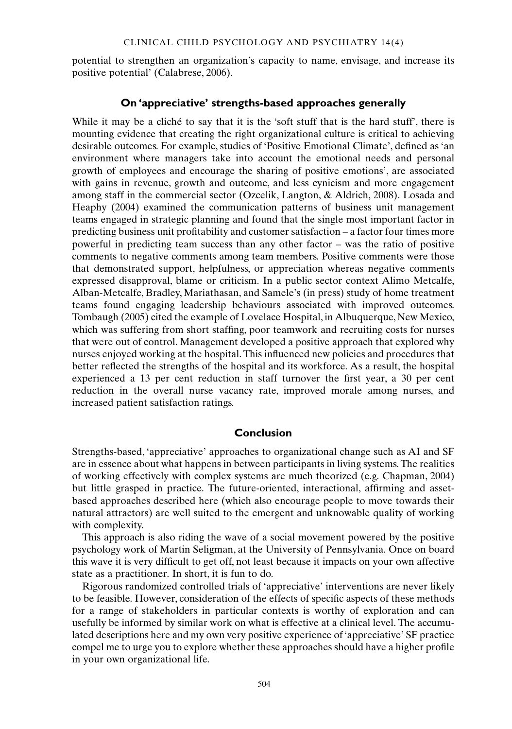potential to strengthen an organization's capacity to name, envisage, and increase its positive potential' (Calabrese, 2006).

## On 'appreciative' strengths-based approaches generally

While it may be a cliché to say that it is the 'soft stuff that is the hard stuff', there is mounting evidence that creating the right organizational culture is critical to achieving desirable outcomes. For example, studies of 'Positive Emotional Climate', defined as 'an environment where managers take into account the emotional needs and personal growth of employees and encourage the sharing of positive emotions', are associated with gains in revenue, growth and outcome, and less cynicism and more engagement among staff in the commercial sector (Ozcelik, Langton, & Aldrich, 2008). Losada and Heaphy (2004) examined the communication patterns of business unit management teams engaged in strategic planning and found that the single most important factor in predicting business unit profitability and customer satisfaction – a factor four times more powerful in predicting team success than any other factor – was the ratio of positive comments to negative comments among team members. Positive comments were those that demonstrated support, helpfulness, or appreciation whereas negative comments expressed disapproval, blame or criticism. In a public sector context Alimo Metcalfe, Alban-Metcalfe, Bradley, Mariathasan, and Samele's (in press) study of home treatment teams found engaging leadership behaviours associated with improved outcomes. Tombaugh (2005) cited the example of Lovelace Hospital, in Albuquerque, New Mexico, which was suffering from short staffing, poor teamwork and recruiting costs for nurses that were out of control. Management developed a positive approach that explored why nurses enjoyed working at the hospital. This influenced new policies and procedures that better reflected the strengths of the hospital and its workforce. As a result, the hospital experienced a 13 per cent reduction in staff turnover the first year, a 30 per cent reduction in the overall nurse vacancy rate, improved morale among nurses, and increased patient satisfaction ratings.

## Conclusion

Strengths-based, 'appreciative' approaches to organizational change such as AI and SF are in essence about what happens in between participants in living systems. The realities of working effectively with complex systems are much theorized (e.g. Chapman, 2004) but little grasped in practice. The future-oriented, interactional, affirming and asset-based approaches described here (which also encourage people to move towards their natural attractors) are well suited to the emergent and unknowable quality of working with complexity.

This approach is also riding the wave of a social movement powered by the positive psychology work of Martin Seligman, at the University of Pennsylvania. Once on board this wave it is very difficult to get off, not least because it impacts on your own affective state as a practitioner. In short, it is fun to do.

Rigorous randomized controlled trials of 'appreciative' interventions are never likely to be feasible. However, consideration of the effects of specific aspects of these methods for a range of stakeholders in particular contexts is worthy of exploration and can usefully be informed by similar work on what is effective at a clinical level. The accumulated descriptions here and my own very positive experience of 'appreciative' SF practice compel me to urge you to explore whether these approaches should have a higher profile in your own organizational life.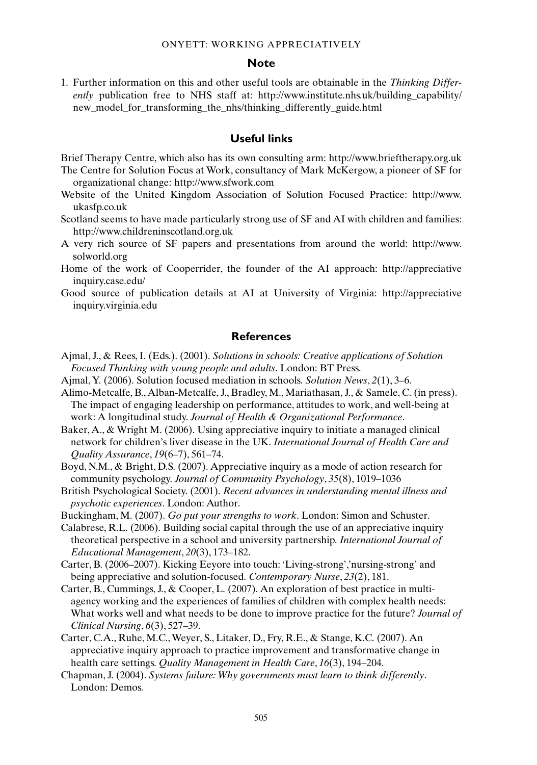## Note

1. Further information on this and other useful tools are obtainable in the *Thinking Differently* publication free to NHS staff at: http://www.institute.nhs.uk/building_capability/new_model_for_transforming_the_nhs/thinking_differently_guide.html

## Useful links

Brief Therapy Centre, which also has its own consulting arm: http://www.brieftherapy.org.uk

The Centre for Solution Focus at Work, consultancy of Mark McKergow, a pioneer of SF for organizational change: http://www.sfwork.com

Website of the United Kingdom Association of Solution Focused Practice: http://www.ukasfp.co.uk

Scotland seems to have made particularly strong use of SF and AI with children and families: http://www.childreninscotland.org.uk

A very rich source of SF papers and presentations from around the world: http://www.solworld.org

Home of the work of Cooperrider, the founder of the AI approach: http://appreciativeinquiry.case.edu/

Good source of publication details at AI at University of Virginia: http://appreciativeinquiry.virginia.edu

## References

Ajmal, J., & Rees, I. (Eds.). (2001). *Solutions in schools: Creative applications of Solution Focused Thinking with young people and adults*. London: BT Press.

Ajmal, Y. (2006). Solution focused mediation in schools. *Solution News*, *2*(1), 3–6.

Alimo-Metcalfe, B., Alban-Metcalfe, J., Bradley, M., Mariathasan, J., & Samele, C. (in press). The impact of engaging leadership on performance, attitudes to work, and well-being at work: A longitudinal study. *Journal of Health & Organizational Performance*.

Baker, A., & Wright M. (2006). Using appreciative inquiry to initiate a managed clinical network for children's liver disease in the UK. *International Journal of Health Care and Quality Assurance*, *19*(6–7), 561–74.

Boyd, N.M., & Bright, D.S. (2007). Appreciative inquiry as a mode of action research for community psychology. *Journal of Community Psychology*, *35*(8), 1019–1036

British Psychological Society. (2001). *Recent advances in understanding mental illness and psychotic experiences*. London: Author.

Buckingham, M. (2007). *Go put your strengths to work*. London: Simon and Schuster.

Calabrese, R.L. (2006). Building social capital through the use of an appreciative inquiry theoretical perspective in a school and university partnership. *International Journal of Educational Management*, *20*(3), 173–182.

Carter, B. (2006–2007). Kicking Eeyore into touch: 'Living-strong','nursing-strong' and being appreciative and solution-focused. *Contemporary Nurse*, *23*(2), 181.

Carter, B., Cummings, J., & Cooper, L. (2007). An exploration of best practice in multi-agency working and the experiences of families of children with complex health needs: What works well and what needs to be done to improve practice for the future? *Journal of Clinical Nursing*, *6*(3), 527–39.

Carter, C.A., Ruhe, M.C., Weyer, S., Litaker, D., Fry, R.E., & Stange, K.C. (2007). An appreciative inquiry approach to practice improvement and transformative change in health care settings. *Quality Management in Health Care*, *16*(3), 194–204.

Chapman, J. (2004). *Systems failure: Why governments must learn to think differently*. London: Demos.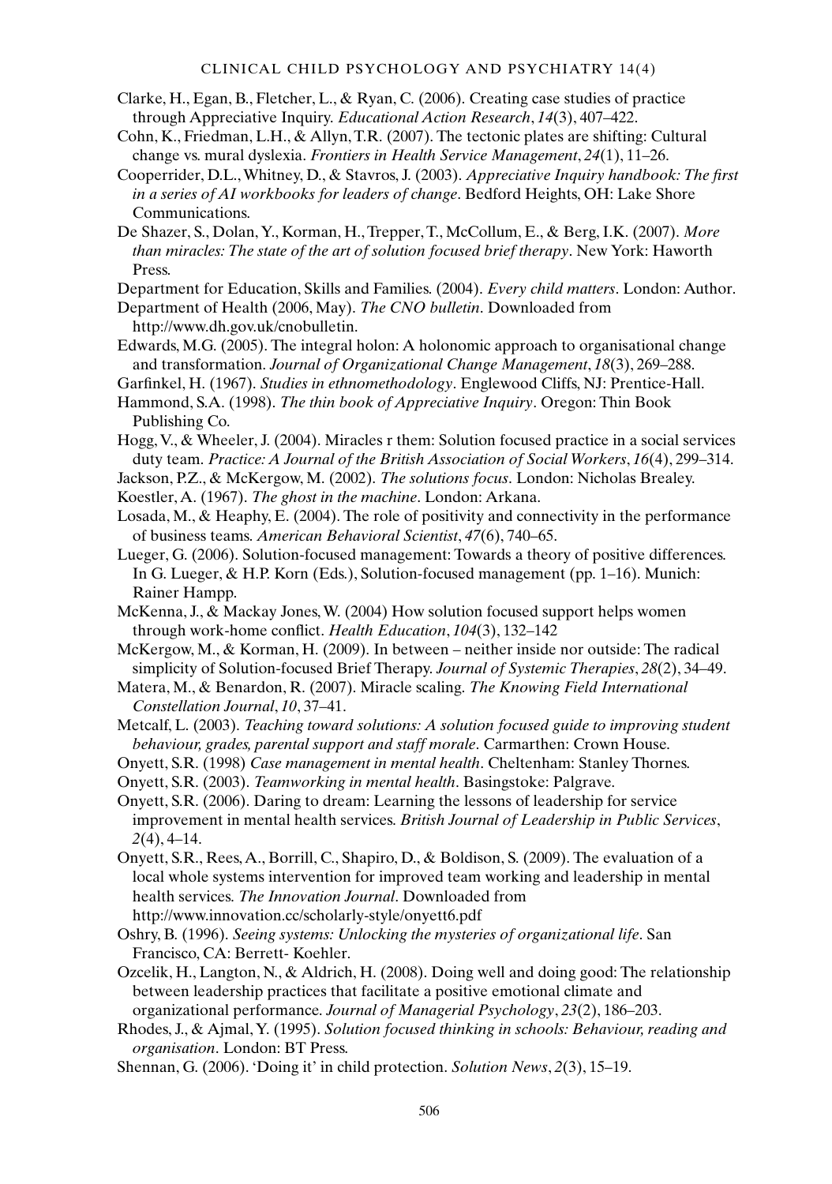Clarke, H., Egan, B., Fletcher, L., & Ryan, C. (2006). Creating case studies of practice through Appreciative Inquiry. *Educational Action Research*, *14*(3), 407–422.

Cohn, K., Friedman, L.H., & Allyn, T.R. (2007). The tectonic plates are shifting: Cultural change vs. mural dyslexia. *Frontiers in Health Service Management*, *24*(1), 11–26.

Cooperrider, D.L., Whitney, D., & Stavros, J. (2003). *Appreciative Inquiry handbook: The first in a series of AI workbooks for leaders of change*. Bedford Heights, OH: Lake Shore Communications.

De Shazer, S., Dolan, Y., Korman, H., Trepper, T., McCollum, E., & Berg, I.K. (2007). *More than miracles: The state of the art of solution focused brief therapy*. New York: Haworth Press.

Department for Education, Skills and Families. (2004). *Every child matters*. London: Author.

Department of Health (2006, May). *The CNO bulletin*. Downloaded from http://www.dh.gov.uk/cnobulletin.

Edwards, M.G. (2005). The integral holon: A holonomic approach to organisational change and transformation. *Journal of Organizational Change Management*, *18*(3), 269–288.

Garfinkel, H. (1967). *Studies in ethnomethodology*. Englewood Cliffs, NJ: Prentice-Hall.

Hammond, S.A. (1998). *The thin book of Appreciative Inquiry*. Oregon: Thin Book Publishing Co.

Hogg, V., & Wheeler, J. (2004). Miracles r them: Solution focused practice in a social services duty team. *Practice: A Journal of the British Association of Social Workers*, *16*(4), 299–314.

Jackson, P.Z., & McKergow, M. (2002). *The solutions focus*. London: Nicholas Brealey.

Koestler, A. (1967). *The ghost in the machine*. London: Arkana.

Losada, M., & Heaphy, E. (2004). The role of positivity and connectivity in the performance of business teams. *American Behavioral Scientist*, *47*(6), 740–65.

Lueger, G. (2006). Solution-focused management: Towards a theory of positive differences. In G. Lueger, & H.P. Korn (Eds.), Solution-focused management (pp. 1–16). Munich: Rainer Hampp.

McKenna, J., & Mackay Jones, W. (2004) How solution focused support helps women through work-home conflict. *Health Education*, *104*(3), 132–142

McKergow, M., & Korman, H. (2009). In between – neither inside nor outside: The radical simplicity of Solution-focused Brief Therapy. *Journal of Systemic Therapies*, *28*(2), 34–49.

Matera, M., & Benardon, R. (2007). Miracle scaling. *The Knowing Field International Constellation Journal*, *10*, 37–41.

Metcalf, L. (2003). *Teaching toward solutions: A solution focused guide to improving student behaviour, grades, parental support and staff morale*. Carmarthen: Crown House.

Onyett, S.R. (1998) *Case management in mental health*. Cheltenham: Stanley Thornes.

Onyett, S.R. (2003). *Teamworking in mental health*. Basingstoke: Palgrave.

Onyett, S.R. (2006). Daring to dream: Learning the lessons of leadership for service improvement in mental health services. *British Journal of Leadership in Public Services*, *2*(4), 4–14.

Onyett, S.R., Rees, A., Borrill, C., Shapiro, D., & Boldison, S. (2009). The evaluation of a local whole systems intervention for improved team working and leadership in mental health services. *The Innovation Journal*. Downloaded from http://www.innovation.cc/scholarly-style/onyett6.pdf

Oshry, B. (1996). *Seeing systems: Unlocking the mysteries of organizational life*. San Francisco, CA: Berrett- Koehler.

Ozcelik, H., Langton, N., & Aldrich, H. (2008). Doing well and doing good: The relationship between leadership practices that facilitate a positive emotional climate and organizational performance. *Journal of Managerial Psychology*, *23*(2), 186–203.

Rhodes, J., & Ajmal, Y. (1995). *Solution focused thinking in schools: Behaviour, reading and organisation*. London: BT Press.

Shennan, G. (2006). 'Doing it' in child protection. *Solution News*, *2*(3), 15–19.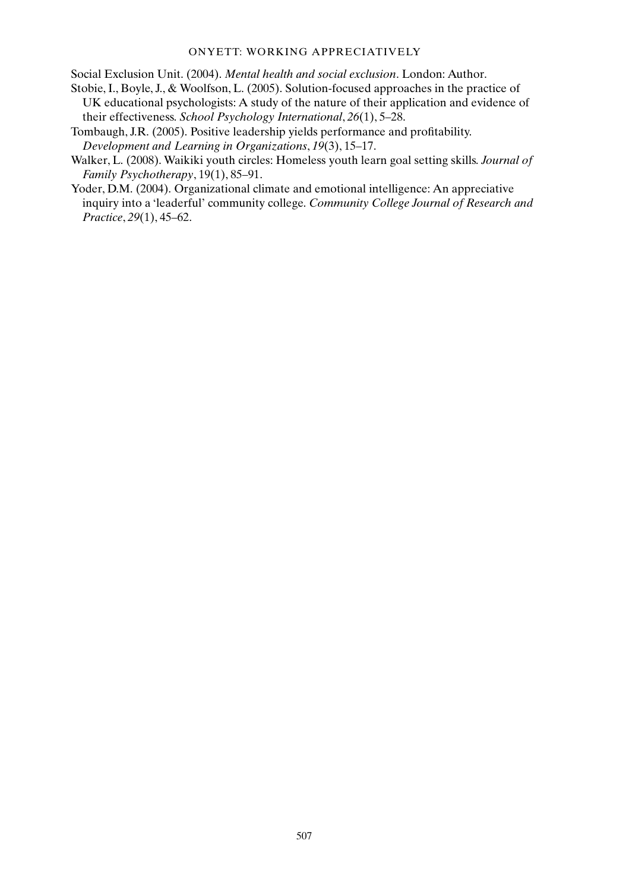Social Exclusion Unit. (2004). *Mental health and social exclusion*. London: Author.

Stobie, I., Boyle, J., & Woolfson, L. (2005). Solution-focused approaches in the practice of UK educational psychologists: A study of the nature of their application and evidence of their effectiveness. *School Psychology International*, *26*(1), 5–28.

Tombaugh, J.R. (2005). Positive leadership yields performance and profitability. *Development and Learning in Organizations*, *19*(3), 15–17.

Walker, L. (2008). Waikiki youth circles: Homeless youth learn goal setting skills. *Journal of Family Psychotherapy*, 19(1), 85–91.

Yoder, D.M. (2004). Organizational climate and emotional intelligence: An appreciative inquiry into a 'leaderful' community college. *Community College Journal of Research and Practice*, *29*(1), 45–62.